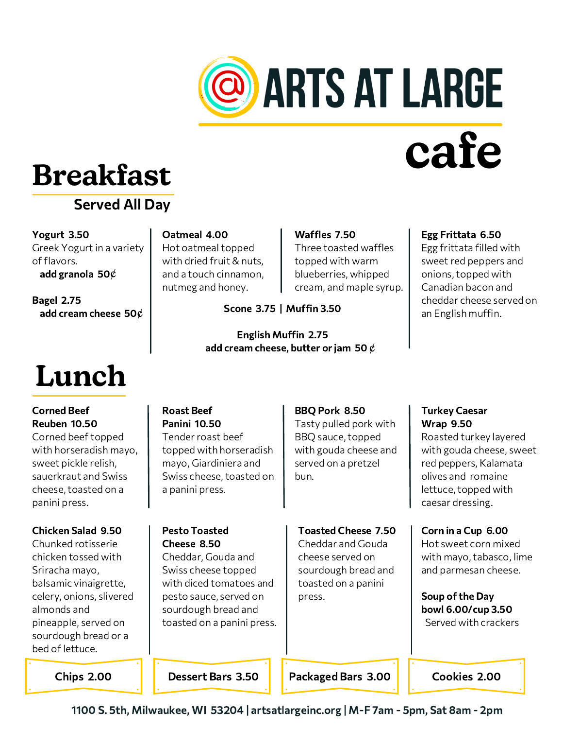# ARTS AT LARGE cafe

## Breakfast

### Served All Day

**Yogurt 3.50**
Greek Yogurt in a variety of flavors.
**add granola 50¢**

**Bagel 2.75**
**add cream cheese 50¢**

**Oatmeal 4.00**
Hot oatmeal topped with dried fruit & nuts, and a touch cinnamon, nutmeg and honey.

**Waffles 7.50**
Three toasted waffles topped with warm blueberries, whipped cream, and maple syrup.

**Scone 3.75 | Muffin 3.50**

**English Muffin 2.75**
**add cream cheese, butter or jam 50 ¢**

**Egg Frittata 6.50**
Egg frittata filled with sweet red peppers and onions, topped with Canadian bacon and cheddar cheese served on an English muffin.

## Lunch

**Corned Beef Reuben 10.50**
Corned beef topped with horseradish mayo, sweet pickle relish, sauerkraut and Swiss cheese, toasted on a panini press.

**Roast Beef Panini 10.50**
Tender roast beef topped with horseradish mayo, Giardiniera and Swiss cheese, toasted on a panini press.

**BBQ Pork 8.50**
Tasty pulled pork with BBQ sauce, topped with gouda cheese and served on a pretzel bun.

**Turkey Caesar Wrap 9.50**
Roasted turkey layered with gouda cheese, sweet red peppers, Kalamata olives and romaine lettuce, topped with caesar dressing.

**Chicken Salad 9.50**
Chunked rotisserie chicken tossed with Sriracha mayo, balsamic vinaigrette, celery, onions, slivered almonds and pineapple, served on sourdough bread or a bed of lettuce.

**Pesto Toasted Cheese 8.50**
Cheddar, Gouda and Swiss cheese topped with diced tomatoes and pesto sauce, served on sourdough bread and toasted on a panini press.

**Toasted Cheese 7.50**
Cheddar and Gouda cheese served on sourdough bread and toasted on a panini press.

**Corn in a Cup 6.00**
Hot sweet corn mixed with mayo, tabasco, lime and parmesan cheese.

**Soup of the Day**
**bowl 6.00/cup 3.50**
Served with crackers

**Chips 2.00** | **Dessert Bars 3.50** | **Packaged Bars 3.00** | **Cookies 2.00**

1100 S. 5th, Milwaukee, WI 53204 | artsatlargeinc.org | M-F 7am - 5pm, Sat 8am - 2pm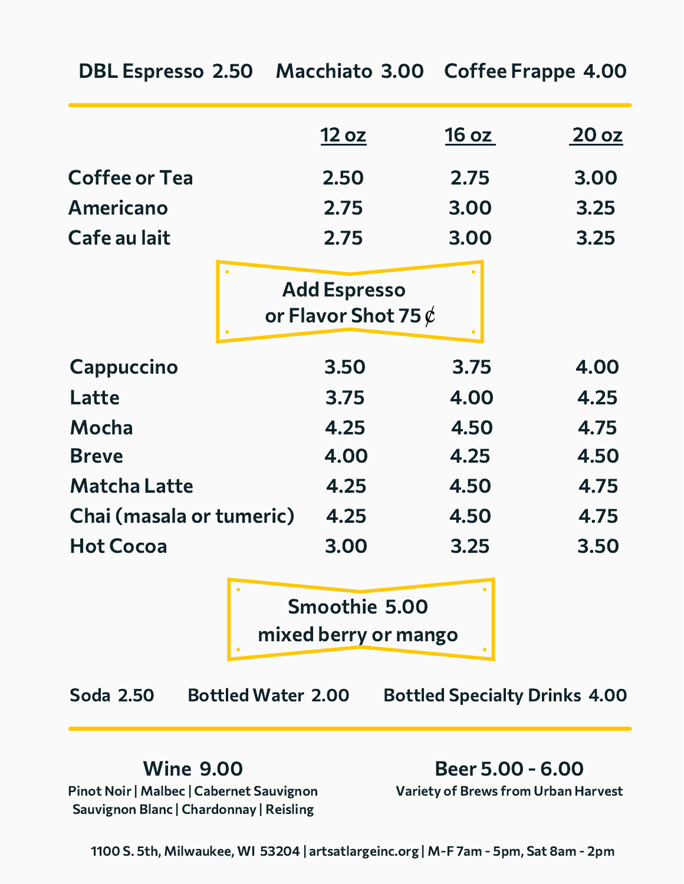**DBL Espresso 2.50** | **Macchiato 3.00** | **Coffee Frappe 4.00**

| | 12 oz | 16 oz | 20 oz |
|---|---|---|---|
| Coffee or Tea | 2.50 | 2.75 | 3.00 |
| Americano | 2.75 | 3.00 | 3.25 |
| Cafe au lait | 2.75 | 3.00 | 3.25 |

**Add Espresso or Flavor Shot 75¢**

| | 12 oz | 16 oz | 20 oz |
|---|---|---|---|
| Cappuccino | 3.50 | 3.75 | 4.00 |
| Latte | 3.75 | 4.00 | 4.25 |
| Mocha | 4.25 | 4.50 | 4.75 |
| Breve | 4.00 | 4.25 | 4.50 |
| Matcha Latte | 4.25 | 4.50 | 4.75 |
| Chai (masala or tumeric) | 4.25 | 4.50 | 4.75 |
| Hot Cocoa | 3.00 | 3.25 | 3.50 |

**Smoothie 5.00**
**mixed berry or mango**

**Soda 2.50** | **Bottled Water 2.00** | **Bottled Specialty Drinks 4.00**

## Wine 9.00

Pinot Noir | Malbec | Cabernet Sauvignon
Sauvignon Blanc | Chardonnay | Reisling

## Beer 5.00 - 6.00

Variety of Brews from Urban Harvest

1100 S. 5th, Milwaukee, WI 53204 | artsatlargeinc.org | M-F 7am - 5pm, Sat 8am - 2pm